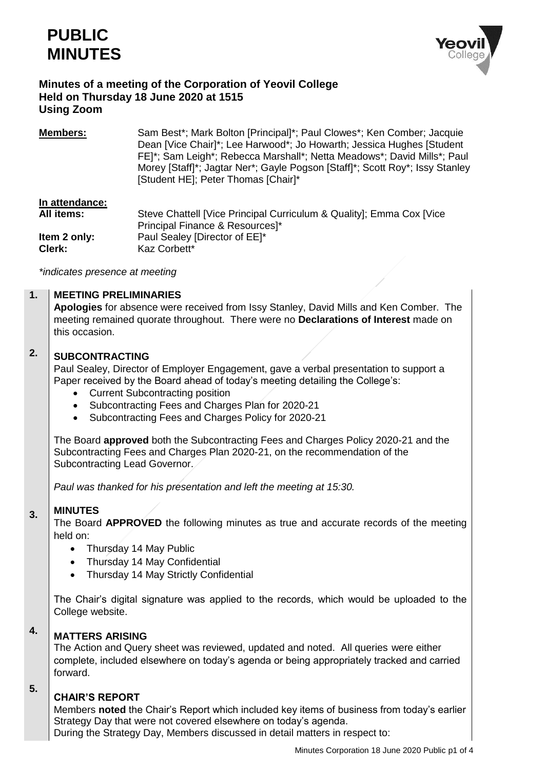# PUBLIC MINUTES

**Minutes of a meeting of the Corporation of Yeovil College**
**Held on Thursday 18 June 2020 at 1515**
**Using Zoom**

**Members:** Sam Best*; Mark Bolton [Principal]*; Paul Clowes*; Ken Comber; Jacquie Dean [Vice Chair]*; Lee Harwood*; Jo Howarth; Jessica Hughes [Student FE]*; Sam Leigh*; Rebecca Marshall*; Netta Meadows*; David Mills*; Paul Morey [Staff]*; Jagtar Ner*; Gayle Pogson [Staff]*; Scott Roy*; Issy Stanley [Student HE]; Peter Thomas [Chair]*

**In attendance:**

**All items:** Steve Chattell [Vice Principal Curriculum & Quality]; Emma Cox [Vice Principal Finance & Resources]*

**Item 2 only:** Paul Sealey [Director of EE]*

**Clerk:** Kaz Corbett*

*\*indicates presence at meeting*

**1. MEETING PRELIMINARIES**

**Apologies** for absence were received from Issy Stanley, David Mills and Ken Comber. The meeting remained quorate throughout. There were no **Declarations of Interest** made on this occasion.

**2. SUBCONTRACTING**

Paul Sealey, Director of Employer Engagement, gave a verbal presentation to support a Paper received by the Board ahead of today's meeting detailing the College's:

- Current Subcontracting position
- Subcontracting Fees and Charges Plan for 2020-21
- Subcontracting Fees and Charges Policy for 2020-21

The Board **approved** both the Subcontracting Fees and Charges Policy 2020-21 and the Subcontracting Fees and Charges Plan 2020-21, on the recommendation of the Subcontracting Lead Governor.

*Paul was thanked for his presentation and left the meeting at 15:30.*

**3. MINUTES**

The Board **APPROVED** the following minutes as true and accurate records of the meeting held on:

- Thursday 14 May Public
- Thursday 14 May Confidential
- Thursday 14 May Strictly Confidential

The Chair's digital signature was applied to the records, which would be uploaded to the College website.

**4. MATTERS ARISING**

The Action and Query sheet was reviewed, updated and noted. All queries were either complete, included elsewhere on today's agenda or being appropriately tracked and carried forward.

**5. CHAIR'S REPORT**

Members **noted** the Chair's Report which included key items of business from today's earlier Strategy Day that were not covered elsewhere on today's agenda.
During the Strategy Day, Members discussed in detail matters in respect to: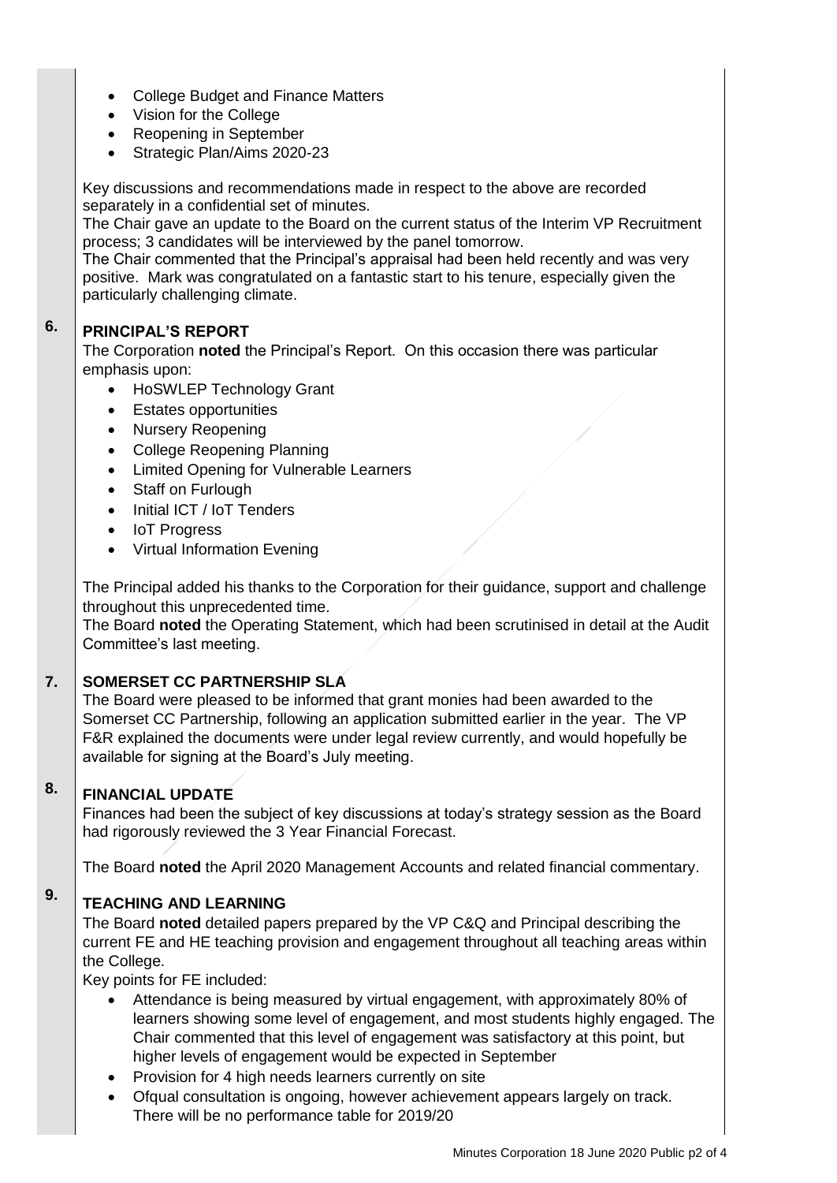- College Budget and Finance Matters
- Vision for the College
- Reopening in September
- Strategic Plan/Aims 2020-23

Key discussions and recommendations made in respect to the above are recorded separately in a confidential set of minutes.

The Chair gave an update to the Board on the current status of the Interim VP Recruitment process; 3 candidates will be interviewed by the panel tomorrow.

The Chair commented that the Principal's appraisal had been held recently and was very positive. Mark was congratulated on a fantastic start to his tenure, especially given the particularly challenging climate.

## 6. PRINCIPAL'S REPORT

The Corporation **noted** the Principal's Report. On this occasion there was particular emphasis upon:

- HoSWLEP Technology Grant
- Estates opportunities
- Nursery Reopening
- College Reopening Planning
- Limited Opening for Vulnerable Learners
- Staff on Furlough
- Initial ICT / IoT Tenders
- IoT Progress
- Virtual Information Evening

The Principal added his thanks to the Corporation for their guidance, support and challenge throughout this unprecedented time.

The Board **noted** the Operating Statement, which had been scrutinised in detail at the Audit Committee's last meeting.

## 7. SOMERSET CC PARTNERSHIP SLA

The Board were pleased to be informed that grant monies had been awarded to the Somerset CC Partnership, following an application submitted earlier in the year. The VP F&R explained the documents were under legal review currently, and would hopefully be available for signing at the Board's July meeting.

## 8. FINANCIAL UPDATE

Finances had been the subject of key discussions at today's strategy session as the Board had rigorously reviewed the 3 Year Financial Forecast.

The Board **noted** the April 2020 Management Accounts and related financial commentary.

## 9. TEACHING AND LEARNING

The Board **noted** detailed papers prepared by the VP C&Q and Principal describing the current FE and HE teaching provision and engagement throughout all teaching areas within the College.

Key points for FE included:

- Attendance is being measured by virtual engagement, with approximately 80% of learners showing some level of engagement, and most students highly engaged. The Chair commented that this level of engagement was satisfactory at this point, but higher levels of engagement would be expected in September
- Provision for 4 high needs learners currently on site
- Ofqual consultation is ongoing, however achievement appears largely on track. There will be no performance table for 2019/20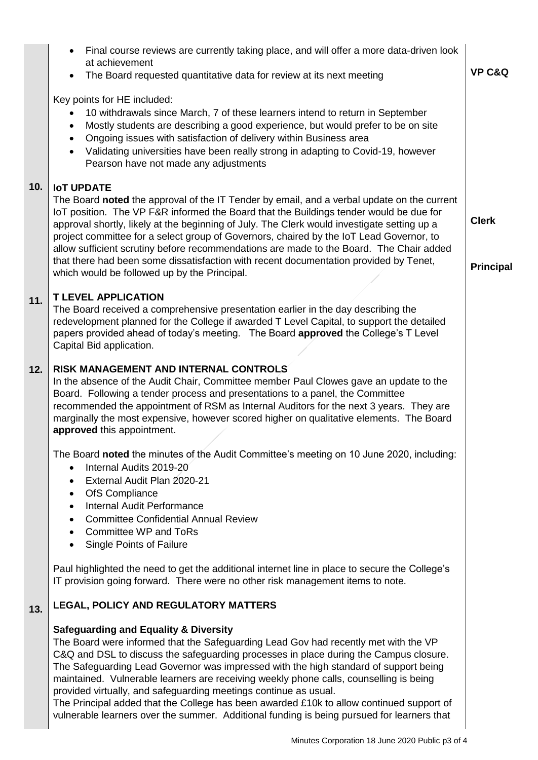- Final course reviews are currently taking place, and will offer a more data-driven look at achievement
- The Board requested quantitative data for review at its next meeting — **VP C&Q**

Key points for HE included:

- 10 withdrawals since March, 7 of these learners intend to return in September
- Mostly students are describing a good experience, but would prefer to be on site
- Ongoing issues with satisfaction of delivery within Business area
- Validating universities have been really strong in adapting to Covid-19, however Pearson have not made any adjustments

## 10. IoT UPDATE

The Board **noted** the approval of the IT Tender by email, and a verbal update on the current IoT position. The VP F&R informed the Board that the Buildings tender would be due for approval shortly, likely at the beginning of July. The Clerk would investigate setting up a project committee for a select group of Governors, chaired by the IoT Lead Governor, to allow sufficient scrutiny before recommendations are made to the Board. The Chair added that there had been some dissatisfaction with recent documentation provided by Tenet, which would be followed up by the Principal.

**Clerk**

**Principal**

## 11. T LEVEL APPLICATION

The Board received a comprehensive presentation earlier in the day describing the redevelopment planned for the College if awarded T Level Capital, to support the detailed papers provided ahead of today's meeting. The Board **approved** the College's T Level Capital Bid application.

## 12. RISK MANAGEMENT AND INTERNAL CONTROLS

In the absence of the Audit Chair, Committee member Paul Clowes gave an update to the Board. Following a tender process and presentations to a panel, the Committee recommended the appointment of RSM as Internal Auditors for the next 3 years. They are marginally the most expensive, however scored higher on qualitative elements. The Board **approved** this appointment.

The Board **noted** the minutes of the Audit Committee's meeting on 10 June 2020, including:

- Internal Audits 2019-20
- External Audit Plan 2020-21
- OfS Compliance
- Internal Audit Performance
- Committee Confidential Annual Review
- Committee WP and ToRs
- Single Points of Failure

Paul highlighted the need to get the additional internet line in place to secure the College's IT provision going forward. There were no other risk management items to note.

## 13. LEGAL, POLICY AND REGULATORY MATTERS

### Safeguarding and Equality & Diversity

The Board were informed that the Safeguarding Lead Gov had recently met with the VP C&Q and DSL to discuss the safeguarding processes in place during the Campus closure. The Safeguarding Lead Governor was impressed with the high standard of support being maintained. Vulnerable learners are receiving weekly phone calls, counselling is being provided virtually, and safeguarding meetings continue as usual.
The Principal added that the College has been awarded £10k to allow continued support of vulnerable learners over the summer. Additional funding is being pursued for learners that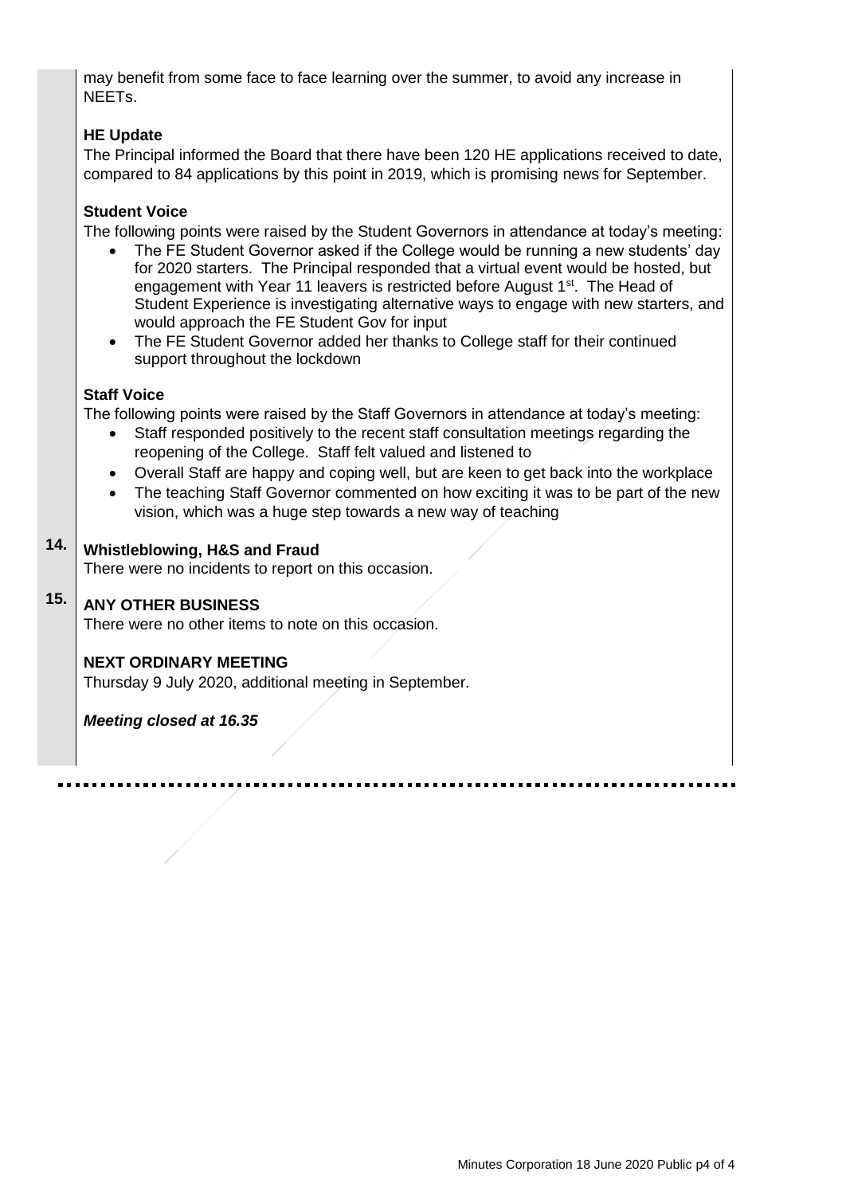may benefit from some face to face learning over the summer, to avoid any increase in NEETs.

**HE Update**

The Principal informed the Board that there have been 120 HE applications received to date, compared to 84 applications by this point in 2019, which is promising news for September.

**Student Voice**

The following points were raised by the Student Governors in attendance at today's meeting:

- The FE Student Governor asked if the College would be running a new students' day for 2020 starters. The Principal responded that a virtual event would be hosted, but engagement with Year 11 leavers is restricted before August 1st. The Head of Student Experience is investigating alternative ways to engage with new starters, and would approach the FE Student Gov for input
- The FE Student Governor added her thanks to College staff for their continued support throughout the lockdown

**Staff Voice**

The following points were raised by the Staff Governors in attendance at today's meeting:

- Staff responded positively to the recent staff consultation meetings regarding the reopening of the College. Staff felt valued and listened to
- Overall Staff are happy and coping well, but are keen to get back into the workplace
- The teaching Staff Governor commented on how exciting it was to be part of the new vision, which was a huge step towards a new way of teaching

**14. Whistleblowing, H&S and Fraud**

There were no incidents to report on this occasion.

**15. ANY OTHER BUSINESS**

There were no other items to note on this occasion.

**NEXT ORDINARY MEETING**

Thursday 9 July 2020, additional meeting in September.

***Meeting closed at 16.35***